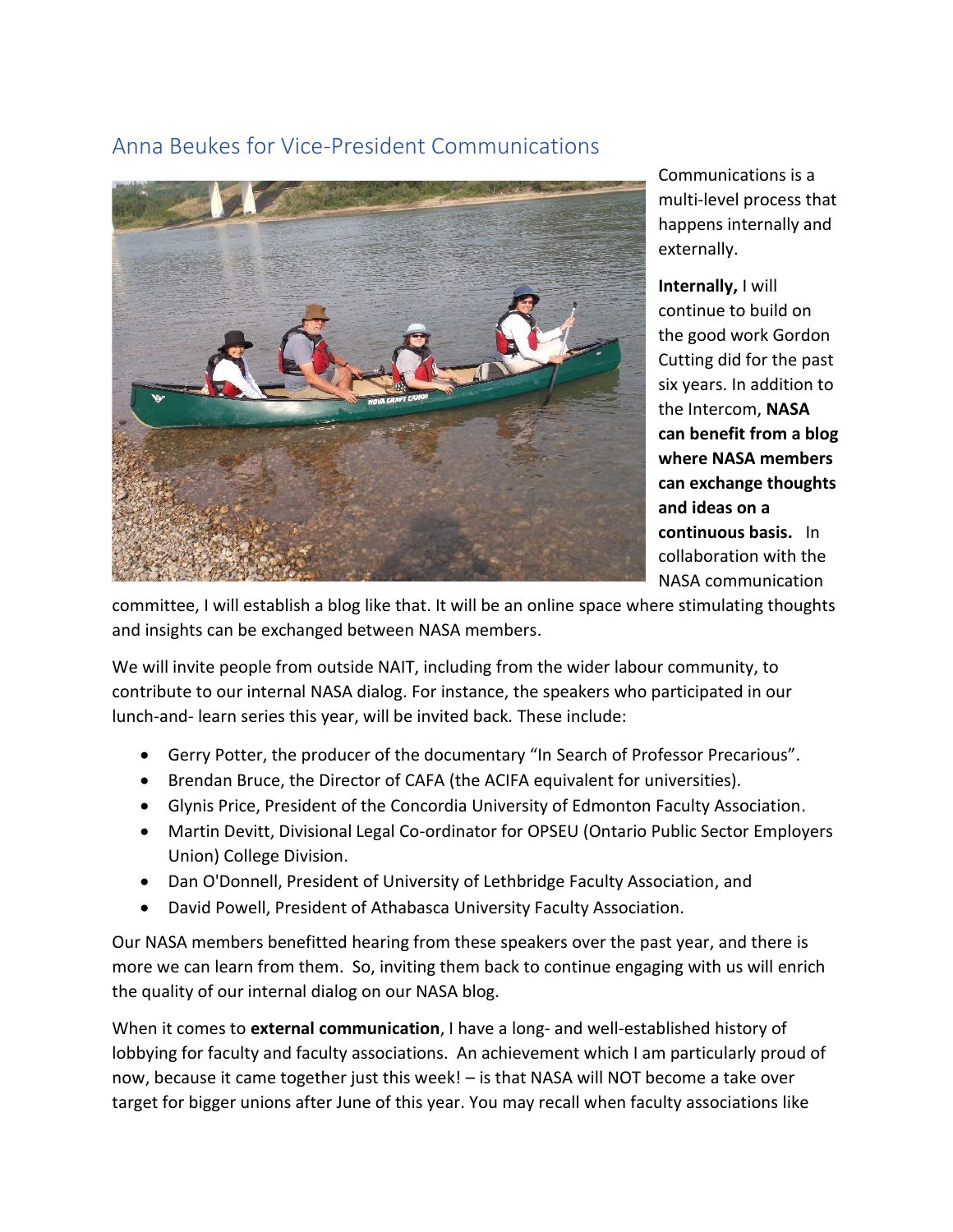## Anna Beukes for Vice-President Communications

Communications is a multi-level process that happens internally and externally.

**Internally,** I will continue to build on the good work Gordon Cutting did for the past six years. In addition to the Intercom, **NASA can benefit from a blog where NASA members can exchange thoughts and ideas on a continuous basis.** In collaboration with the NASA communication committee, I will establish a blog like that. It will be an online space where stimulating thoughts and insights can be exchanged between NASA members.

We will invite people from outside NAIT, including from the wider labour community, to contribute to our internal NASA dialog. For instance, the speakers who participated in our lunch-and- learn series this year, will be invited back. These include:

- Gerry Potter, the producer of the documentary "In Search of Professor Precarious".
- Brendan Bruce, the Director of CAFA (the ACIFA equivalent for universities).
- Glynis Price, President of the Concordia University of Edmonton Faculty Association.
- Martin Devitt, Divisional Legal Co-ordinator for OPSEU (Ontario Public Sector Employers Union) College Division.
- Dan O'Donnell, President of University of Lethbridge Faculty Association, and
- David Powell, President of Athabasca University Faculty Association.

Our NASA members benefitted hearing from these speakers over the past year, and there is more we can learn from them. So, inviting them back to continue engaging with us will enrich the quality of our internal dialog on our NASA blog.

When it comes to **external communication**, I have a long- and well-established history of lobbying for faculty and faculty associations. An achievement which I am particularly proud of now, because it came together just this week! – is that NASA will NOT become a take over target for bigger unions after June of this year. You may recall when faculty associations like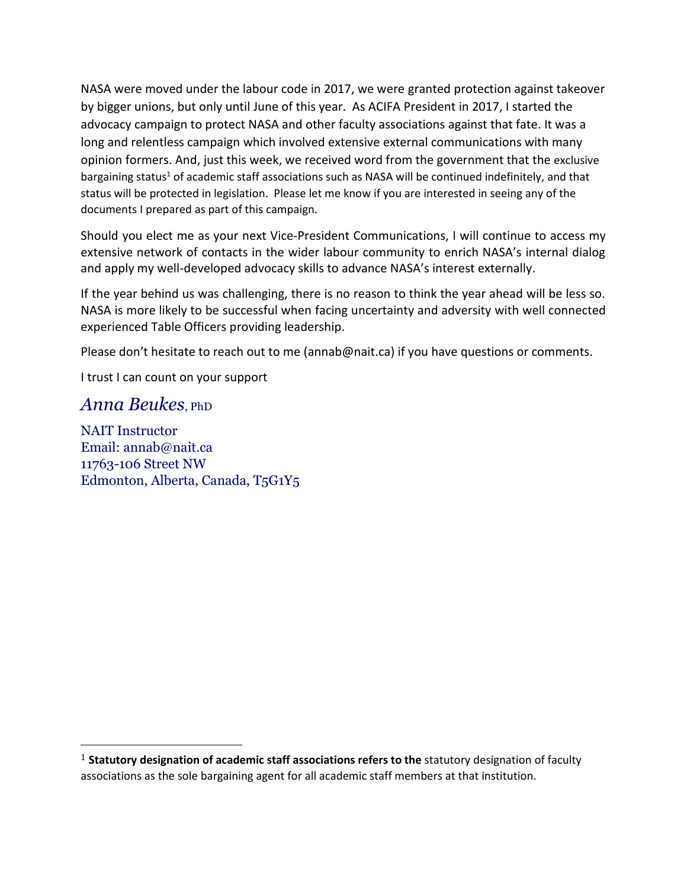NASA were moved under the labour code in 2017, we were granted protection against takeover by bigger unions, but only until June of this year. As ACIFA President in 2017, I started the advocacy campaign to protect NASA and other faculty associations against that fate. It was a long and relentless campaign which involved extensive external communications with many opinion formers. And, just this week, we received word from the government that the exclusive bargaining status[1] of academic staff associations such as NASA will be continued indefinitely, and that status will be protected in legislation. Please let me know if you are interested in seeing any of the documents I prepared as part of this campaign.

Should you elect me as your next Vice-President Communications, I will continue to access my extensive network of contacts in the wider labour community to enrich NASA's internal dialog and apply my well-developed advocacy skills to advance NASA's interest externally.

If the year behind us was challenging, there is no reason to think the year ahead will be less so. NASA is more likely to be successful when facing uncertainty and adversity with well connected experienced Table Officers providing leadership.

Please don't hesitate to reach out to me (annab@nait.ca) if you have questions or comments.

I trust I can count on your support

*Anna Beukes*, PhD

NAIT Instructor
Email: annab@nait.ca
11763-106 Street NW
Edmonton, Alberta, Canada, T5G1Y5

---

[1] **Statutory designation of academic staff associations refers to the** statutory designation of faculty associations as the sole bargaining agent for all academic staff members at that institution.